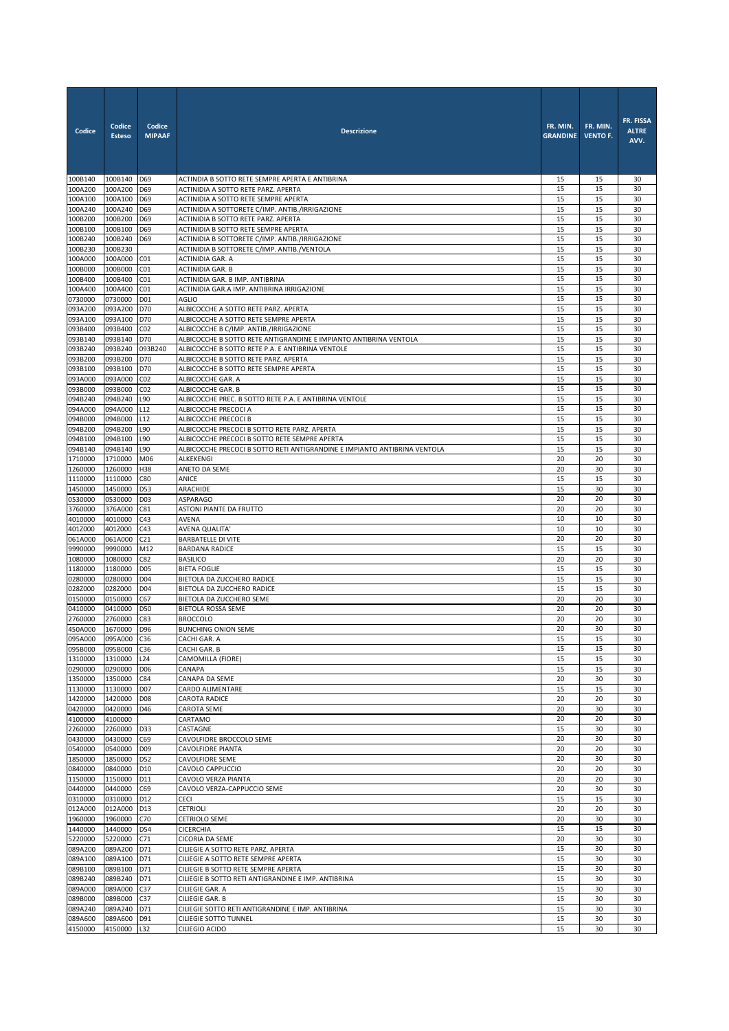| Codice | Codice Esteso | Codice MIPAAF | Descrizione | FR. MIN. GRANDINE | FR. MIN. VENTO F. | FR. FISSA ALTRE AVV. |
|---|---|---|---|---|---|---|
| 100B140 | 100B140 | D69 | ACTINDIA B SOTTO RETE SEMPRE APERTA E ANTIBRINA | 15 | 15 | 30 |
| 100A200 | 100A200 | D69 | ACTINIDIA A SOTTO RETE PARZ. APERTA | 15 | 15 | 30 |
| 100A100 | 100A100 | D69 | ACTINIDIA A SOTTO RETE SEMPRE APERTA | 15 | 15 | 30 |
| 100A240 | 100A240 | D69 | ACTINIDIA A SOTTORETE C/IMP. ANTIB./IRRIGAZIONE | 15 | 15 | 30 |
| 100B200 | 100B200 | D69 | ACTINIDIA B SOTTO RETE PARZ. APERTA | 15 | 15 | 30 |
| 100B100 | 100B100 | D69 | ACTINIDIA B SOTTO RETE SEMPRE APERTA | 15 | 15 | 30 |
| 100B240 | 100B240 | D69 | ACTINIDIA B SOTTORETE C/IMP. ANTIB./IRRIGAZIONE | 15 | 15 | 30 |
| 100B230 | 100B230 | | ACTINIDIA B SOTTORETE C/IMP. ANTIB./VENTOLA | 15 | 15 | 30 |
| 100A000 | 100A000 | C01 | ACTINIDIA GAR. A | 15 | 15 | 30 |
| 100B000 | 100B000 | C01 | ACTINIDIA GAR. B | 15 | 15 | 30 |
| 100B400 | 100B400 | C01 | ACTINIDIA GAR. B IMP. ANTIBRINA | 15 | 15 | 30 |
| 100A400 | 100A400 | C01 | ACTINIDIA GAR.A IMP. ANTIBRINA IRRIGAZIONE | 15 | 15 | 30 |
| 0730000 | 0730000 | D01 | AGLIO | 15 | 15 | 30 |
| 093A200 | 093A200 | D70 | ALBICOCCHE A SOTTO RETE PARZ. APERTA | 15 | 15 | 30 |
| 093A100 | 093A100 | D70 | ALBICOCCHE A SOTTO RETE SEMPRE APERTA | 15 | 15 | 30 |
| 093B400 | 093B400 | C02 | ALBICOCCHE B C/IMP. ANTIB./IRRIGAZIONE | 15 | 15 | 30 |
| 093B140 | 093B140 | D70 | ALBICOCCHE B SOTTO RETE ANTIGRANDINE E IMPIANTO ANTIBRINA VENTOLA | 15 | 15 | 30 |
| 093B240 | 093B240 | 093B240 | ALBICOCCHE B SOTTO RETE P.A. E ANTIBRINA VENTOLE | 15 | 15 | 30 |
| 093B200 | 093B200 | D70 | ALBICOCCHE B SOTTO RETE PARZ. APERTA | 15 | 15 | 30 |
| 093B100 | 093B100 | D70 | ALBICOCCHE B SOTTO RETE SEMPRE APERTA | 15 | 15 | 30 |
| 093A000 | 093A000 | C02 | ALBICOCCHE GAR. A | 15 | 15 | 30 |
| 093B000 | 093B000 | C02 | ALBICOCCHE GAR. B | 15 | 15 | 30 |
| 094B240 | 094B240 | L90 | ALBICOCCHE PREC. B SOTTO RETE P.A. E ANTIBRINA VENTOLE | 15 | 15 | 30 |
| 094A000 | 094A000 | L12 | ALBICOCCHE PRECOCI A | 15 | 15 | 30 |
| 094B000 | 094B000 | L12 | ALBICOCCHE PRECOCI B | 15 | 15 | 30 |
| 094B200 | 094B200 | L90 | ALBICOCCHE PRECOCI B SOTTO RETE PARZ. APERTA | 15 | 15 | 30 |
| 094B100 | 094B100 | L90 | ALBICOCCHE PRECOCI B SOTTO RETE SEMPRE APERTA | 15 | 15 | 30 |
| 094B140 | 094B140 | L90 | ALBICOCCHE PRECOCI B SOTTO RETI ANTIGRANDINE E IMPIANTO ANTIBRINA VENTOLA | 15 | 15 | 30 |
| 1710000 | 1710000 | M06 | ALKEKENGI | 20 | 20 | 30 |
| 1260000 | 1260000 | H38 | ANETO DA SEME | 20 | 30 | 30 |
| 1110000 | 1110000 | C80 | ANICE | 15 | 15 | 30 |
| 1450000 | 1450000 | D53 | ARACHIDE | 15 | 30 | 30 |
| 0530000 | 0530000 | D03 | ASPARAGO | 20 | 20 | 30 |
| 3760000 | 376A000 | C81 | ASTONI PIANTE DA FRUTTO | 20 | 20 | 30 |
| 4010000 | 4010000 | C43 | AVENA | 10 | 10 | 30 |
| 401Z000 | 401Z000 | C43 | AVENA QUALITA' | 10 | 10 | 30 |
| 061A000 | 061A000 | C21 | BARBATELLE DI VITE | 20 | 20 | 30 |
| 9990000 | 9990000 | M12 | BARDANA RADICE | 15 | 15 | 30 |
| 1080000 | 1080000 | C82 | BASILICO | 20 | 20 | 30 |
| 1180000 | 1180000 | D05 | BIETA FOGLIE | 15 | 15 | 30 |
| 0280000 | 0280000 | D04 | BIETOLA DA ZUCCHERO RADICE | 15 | 15 | 30 |
| 028Z000 | 028Z000 | D04 | BIETOLA DA ZUCCHERO RADICE | 15 | 15 | 30 |
| 0150000 | 0150000 | C67 | BIETOLA DA ZUCCHERO SEME | 20 | 20 | 30 |
| 0410000 | 0410000 | D50 | BIETOLA ROSSA SEME | 20 | 20 | 30 |
| 2760000 | 2760000 | C83 | BROCCOLO | 20 | 20 | 30 |
| 450A000 | 1670000 | D96 | BUNCHING ONION SEME | 20 | 30 | 30 |
| 095A000 | 095A000 | C36 | CACHI GAR. A | 15 | 15 | 30 |
| 095B000 | 095B000 | C36 | CACHI GAR. B | 15 | 15 | 30 |
| 1310000 | 1310000 | L24 | CAMOMILLA (FIORE) | 15 | 15 | 30 |
| 0290000 | 0290000 | D06 | CANAPA | 15 | 15 | 30 |
| 1350000 | 1350000 | C84 | CANAPA DA SEME | 20 | 30 | 30 |
| 1130000 | 1130000 | D07 | CARDO ALIMENTARE | 15 | 15 | 30 |
| 1420000 | 1420000 | D08 | CAROTA RADICE | 20 | 20 | 30 |
| 0420000 | 0420000 | D46 | CAROTA SEME | 20 | 30 | 30 |
| 4100000 | 4100000 | | CARTAMO | 20 | 20 | 30 |
| 2260000 | 2260000 | D33 | CASTAGNE | 15 | 30 | 30 |
| 0430000 | 0430000 | C69 | CAVOLFIORE BROCCOLO SEME | 20 | 30 | 30 |
| 0540000 | 0540000 | D09 | CAVOLFIORE PIANTA | 20 | 20 | 30 |
| 1850000 | 1850000 | D52 | CAVOLFIORE SEME | 20 | 30 | 30 |
| 0840000 | 0840000 | D10 | CAVOLO CAPPUCCIO | 20 | 20 | 30 |
| 1150000 | 1150000 | D11 | CAVOLO VERZA PIANTA | 20 | 20 | 30 |
| 0440000 | 0440000 | C69 | CAVOLO VERZA-CAPPUCCIO SEME | 20 | 30 | 30 |
| 0310000 | 0310000 | D12 | CECI | 15 | 15 | 30 |
| 012A000 | 012A000 | D13 | CETRIOLI | 20 | 20 | 30 |
| 1960000 | 1960000 | C70 | CETRIOLO SEME | 20 | 30 | 30 |
| 1440000 | 1440000 | D54 | CICERCHIA | 15 | 15 | 30 |
| 5220000 | 5220000 | C71 | CICORIA DA SEME | 20 | 30 | 30 |
| 089A200 | 089A200 | D71 | CILIEGIE A SOTTO RETE PARZ. APERTA | 15 | 30 | 30 |
| 089A100 | 089A100 | D71 | CILIEGIE A SOTTO RETE SEMPRE APERTA | 15 | 30 | 30 |
| 089B100 | 089B100 | D71 | CILIEGIE B SOTTO RETE SEMPRE APERTA | 15 | 30 | 30 |
| 089B240 | 089B240 | D71 | CILIEGIE B SOTTO RETI ANTIGRANDINE E IMP. ANTIBRINA | 15 | 30 | 30 |
| 089A000 | 089A000 | C37 | CILIEGIE GAR. A | 15 | 30 | 30 |
| 089B000 | 089B000 | C37 | CILIEGIE GAR. B | 15 | 30 | 30 |
| 089A240 | 089A240 | D71 | CILIEGIE SOTTO RETI ANTIGRANDINE E IMP. ANTIBRINA | 15 | 30 | 30 |
| 089A600 | 089A600 | D91 | CILIEGIE SOTTO TUNNEL | 15 | 30 | 30 |
| 4150000 | 4150000 | L32 | CILIEGIO ACIDO | 15 | 30 | 30 |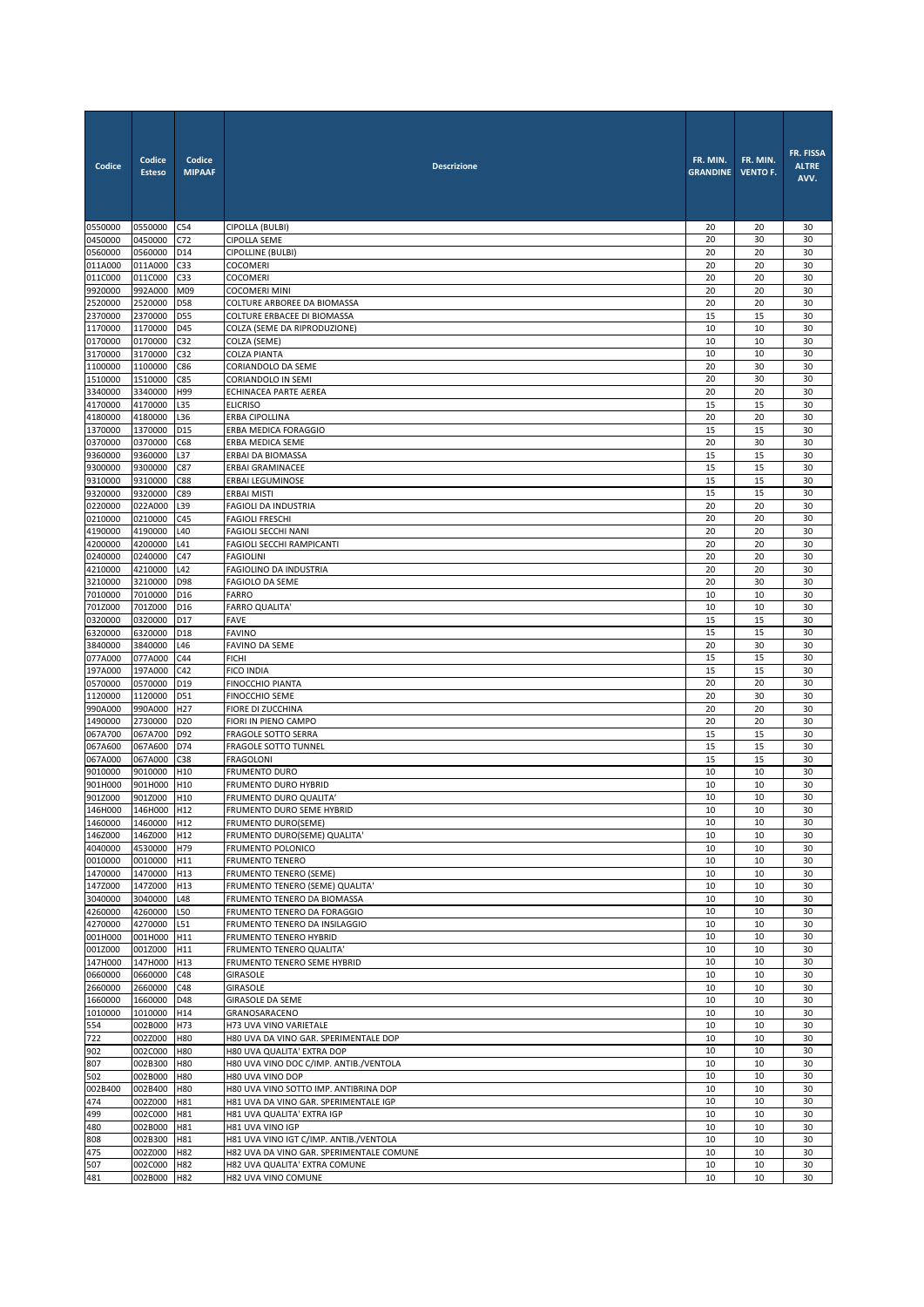| Codice | Codice Esteso | Codice MIPAAF | Descrizione | FR. MIN. GRANDINE | FR. MIN. VENTO F. | FR. FISSA ALTRE AVV. |
|---|---|---|---|---|---|---|
| 0550000 | 0550000 | C54 | CIPOLLA (BULBI) | 20 | 20 | 30 |
| 0450000 | 0450000 | C72 | CIPOLLA SEME | 20 | 30 | 30 |
| 0560000 | 0560000 | D14 | CIPOLLINE (BULBI) | 20 | 20 | 30 |
| 011A000 | 011A000 | C33 | COCOMERI | 20 | 20 | 30 |
| 011C000 | 011C000 | C33 | COCOMERI | 20 | 20 | 30 |
| 9920000 | 992A000 | M09 | COCOMERI MINI | 20 | 20 | 30 |
| 2520000 | 2520000 | D58 | COLTURE ARBOREE DA BIOMASSA | 20 | 20 | 30 |
| 2370000 | 2370000 | D55 | COLTURE ERBACEE DI BIOMASSA | 15 | 15 | 30 |
| 1170000 | 1170000 | D45 | COLZA (SEME DA RIPRODUZIONE) | 10 | 10 | 30 |
| 0170000 | 0170000 | C32 | COLZA (SEME) | 10 | 10 | 30 |
| 3170000 | 3170000 | C32 | COLZA PIANTA | 10 | 10 | 30 |
| 1100000 | 1100000 | C86 | CORIANDOLO DA SEME | 20 | 30 | 30 |
| 1510000 | 1510000 | C85 | CORIANDOLO IN SEMI | 20 | 30 | 30 |
| 3340000 | 3340000 | H99 | ECHINACEA PARTE AEREA | 20 | 20 | 30 |
| 4170000 | 4170000 | L35 | ELICRISO | 15 | 15 | 30 |
| 4180000 | 4180000 | L36 | ERBA CIPOLLINA | 20 | 20 | 30 |
| 1370000 | 1370000 | D15 | ERBA MEDICA FORAGGIO | 15 | 15 | 30 |
| 0370000 | 0370000 | C68 | ERBA MEDICA SEME | 20 | 30 | 30 |
| 9360000 | 9360000 | L37 | ERBAI DA BIOMASSA | 15 | 15 | 30 |
| 9300000 | 9300000 | C87 | ERBAI GRAMINACEE | 15 | 15 | 30 |
| 9310000 | 9310000 | C88 | ERBAI LEGUMINOSE | 15 | 15 | 30 |
| 9320000 | 9320000 | C89 | ERBAI MISTI | 15 | 15 | 30 |
| 0220000 | 022A000 | L39 | FAGIOLI DA INDUSTRIA | 20 | 20 | 30 |
| 0210000 | 0210000 | C45 | FAGIOLI FRESCHI | 20 | 20 | 30 |
| 4190000 | 4190000 | L40 | FAGIOLI SECCHI NANI | 20 | 20 | 30 |
| 4200000 | 4200000 | L41 | FAGIOLI SECCHI RAMPICANTI | 20 | 20 | 30 |
| 0240000 | 0240000 | C47 | FAGIOLINI | 20 | 20 | 30 |
| 4210000 | 4210000 | L42 | FAGIOLINO DA INDUSTRIA | 20 | 20 | 30 |
| 3210000 | 3210000 | D98 | FAGIOLO DA SEME | 20 | 30 | 30 |
| 7010000 | 7010000 | D16 | FARRO | 10 | 10 | 30 |
| 701Z000 | 701Z000 | D16 | FARRO QUALITA' | 10 | 10 | 30 |
| 0320000 | 0320000 | D17 | FAVE | 15 | 15 | 30 |
| 6320000 | 6320000 | D18 | FAVINO | 15 | 15 | 30 |
| 3840000 | 3840000 | L46 | FAVINO DA SEME | 20 | 30 | 30 |
| 077A000 | 077A000 | C44 | FICHI | 15 | 15 | 30 |
| 197A000 | 197A000 | C42 | FICO INDIA | 15 | 15 | 30 |
| 0570000 | 0570000 | D19 | FINOCCHIO PIANTA | 20 | 20 | 30 |
| 1120000 | 1120000 | D51 | FINOCCHIO SEME | 20 | 30 | 30 |
| 990A000 | 990A000 | H27 | FIORE DI ZUCCHINA | 20 | 20 | 30 |
| 1490000 | 2730000 | D20 | FIORI IN PIENO CAMPO | 20 | 20 | 30 |
| 067A700 | 067A700 | D92 | FRAGOLE SOTTO SERRA | 15 | 15 | 30 |
| 067A600 | 067A600 | D74 | FRAGOLE SOTTO TUNNEL | 15 | 15 | 30 |
| 067A000 | 067A000 | C38 | FRAGOLONI | 15 | 15 | 30 |
| 9010000 | 9010000 | H10 | FRUMENTO DURO | 10 | 10 | 30 |
| 901H000 | 901H000 | H10 | FRUMENTO DURO HYBRID | 10 | 10 | 30 |
| 901Z000 | 901Z000 | H10 | FRUMENTO DURO QUALITA' | 10 | 10 | 30 |
| 146H000 | 146H000 | H12 | FRUMENTO DURO SEME HYBRID | 10 | 10 | 30 |
| 1460000 | 1460000 | H12 | FRUMENTO DURO(SEME) | 10 | 10 | 30 |
| 146Z000 | 146Z000 | H12 | FRUMENTO DURO(SEME) QUALITA' | 10 | 10 | 30 |
| 4040000 | 4530000 | H79 | FRUMENTO POLONICO | 10 | 10 | 30 |
| 0010000 | 0010000 | H11 | FRUMENTO TENERO | 10 | 10 | 30 |
| 1470000 | 1470000 | H13 | FRUMENTO TENERO (SEME) | 10 | 10 | 30 |
| 147Z000 | 147Z000 | H13 | FRUMENTO TENERO (SEME) QUALITA' | 10 | 10 | 30 |
| 3040000 | 3040000 | L48 | FRUMENTO TENERO DA BIOMASSA | 10 | 10 | 30 |
| 4260000 | 4260000 | L50 | FRUMENTO TENERO DA FORAGGIO | 10 | 10 | 30 |
| 4270000 | 4270000 | L51 | FRUMENTO TENERO DA INSILAGGIO | 10 | 10 | 30 |
| 001H000 | 001H000 | H11 | FRUMENTO TENERO HYBRID | 10 | 10 | 30 |
| 001Z000 | 001Z000 | H11 | FRUMENTO TENERO QUALITA' | 10 | 10 | 30 |
| 147H000 | 147H000 | H13 | FRUMENTO TENERO SEME HYBRID | 10 | 10 | 30 |
| 0660000 | 0660000 | C48 | GIRASOLE | 10 | 10 | 30 |
| 2660000 | 2660000 | C48 | GIRASOLE | 10 | 10 | 30 |
| 1660000 | 1660000 | D48 | GIRASOLE DA SEME | 10 | 10 | 30 |
| 1010000 | 1010000 | H14 | GRANOSARACENO | 10 | 10 | 30 |
| 554 | 002B000 | H73 | H73 UVA VINO VARIETALE | 10 | 10 | 30 |
| 722 | 002Z000 | H80 | H80 UVA DA VINO GAR. SPERIMENTALE DOP | 10 | 10 | 30 |
| 902 | 002C000 | H80 | H80 UVA QUALITA' EXTRA DOP | 10 | 10 | 30 |
| 807 | 002B300 | H80 | H80 UVA VINO DOC C/IMP. ANTIB./VENTOLA | 10 | 10 | 30 |
| 502 | 002B000 | H80 | H80 UVA VINO DOP | 10 | 10 | 30 |
| 002B400 | 002B400 | H80 | H80 UVA VINO SOTTO IMP. ANTIBRINA DOP | 10 | 10 | 30 |
| 474 | 002Z000 | H81 | H81 UVA DA VINO GAR. SPERIMENTALE IGP | 10 | 10 | 30 |
| 499 | 002C000 | H81 | H81 UVA QUALITA' EXTRA IGP | 10 | 10 | 30 |
| 480 | 002B000 | H81 | H81 UVA VINO IGP | 10 | 10 | 30 |
| 808 | 002B300 | H81 | H81 UVA VINO IGT C/IMP. ANTIB./VENTOLA | 10 | 10 | 30 |
| 475 | 002Z000 | H82 | H82 UVA DA VINO GAR. SPERIMENTALE COMUNE | 10 | 10 | 30 |
| 507 | 002C000 | H82 | H82 UVA QUALITA' EXTRA COMUNE | 10 | 10 | 30 |
| 481 | 002B000 | H82 | H82 UVA VINO COMUNE | 10 | 10 | 30 |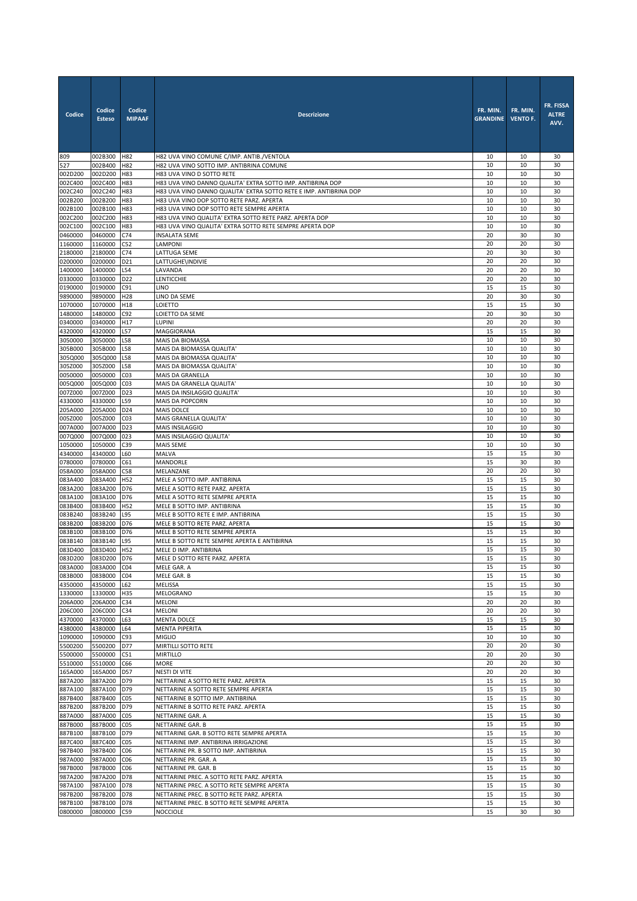| Codice | Codice Esteso | Codice MIPAAF | Descrizione | FR. MIN. GRANDINE | FR. MIN. VENTO F. | FR. FISSA ALTRE AVV. |
|---|---|---|---|---|---|---|
| 809 | 002B300 | H82 | H82 UVA VINO COMUNE C/IMP. ANTIB./VENTOLA | 10 | 10 | 30 |
| 527 | 002B400 | H82 | H82 UVA VINO SOTTO IMP. ANTIBRINA COMUNE | 10 | 10 | 30 |
| 002D200 | 002D200 | H83 | H83 UVA VINO D SOTTO RETE | 10 | 10 | 30 |
| 002C400 | 002C400 | H83 | H83 UVA VINO DANNO QUALITA' EXTRA SOTTO IMP. ANTIBRINA DOP | 10 | 10 | 30 |
| 002C240 | 002C240 | H83 | H83 UVA VINO DANNO QUALITA' EXTRA SOTTO RETE E IMP. ANTIBRINA DOP | 10 | 10 | 30 |
| 002B200 | 002B200 | H83 | H83 UVA VINO DOP SOTTO RETE PARZ. APERTA | 10 | 10 | 30 |
| 002B100 | 002B100 | H83 | H83 UVA VINO DOP SOTTO RETE SEMPRE APERTA | 10 | 10 | 30 |
| 002C200 | 002C200 | H83 | H83 UVA VINO QUALITA' EXTRA SOTTO RETE PARZ. APERTA DOP | 10 | 10 | 30 |
| 002C100 | 002C100 | H83 | H83 UVA VINO QUALITA' EXTRA SOTTO RETE SEMPRE APERTA DOP | 10 | 10 | 30 |
| 0460000 | 0460000 | C74 | INSALATA SEME | 20 | 30 | 30 |
| 1160000 | 1160000 | C52 | LAMPONI | 20 | 20 | 30 |
| 2180000 | 2180000 | C74 | LATTUGA SEME | 20 | 30 | 30 |
| 0200000 | 0200000 | D21 | LATTUGHE\INDIVIE | 20 | 20 | 30 |
| 1400000 | 1400000 | L54 | LAVANDA | 20 | 20 | 30 |
| 0330000 | 0330000 | D22 | LENTICCHIE | 20 | 20 | 30 |
| 0190000 | 0190000 | C91 | LINO | 15 | 15 | 30 |
| 9890000 | 9890000 | H28 | LINO DA SEME | 20 | 30 | 30 |
| 1070000 | 1070000 | H18 | LOIETTO | 15 | 15 | 30 |
| 1480000 | 1480000 | C92 | LOIETTO DA SEME | 20 | 30 | 30 |
| 0340000 | 0340000 | H17 | LUPINI | 20 | 20 | 30 |
| 4320000 | 4320000 | L57 | MAGGIORANA | 15 | 15 | 30 |
| 3050000 | 3050000 | L58 | MAIS DA BIOMASSA | 10 | 10 | 30 |
| 305B000 | 305B000 | L58 | MAIS DA BIOMASSA QUALITA' | 10 | 10 | 30 |
| 305Q000 | 305Q000 | L58 | MAIS DA BIOMASSA QUALITA' | 10 | 10 | 30 |
| 305Z000 | 305Z000 | L58 | MAIS DA BIOMASSA QUALITA' | 10 | 10 | 30 |
| 0050000 | 0050000 | C03 | MAIS DA GRANELLA | 10 | 10 | 30 |
| 005Q000 | 005Q000 | C03 | MAIS DA GRANELLA QUALITA' | 10 | 10 | 30 |
| 007Z000 | 007Z000 | D23 | MAIS DA INSILAGGIO QUALITA' | 10 | 10 | 30 |
| 4330000 | 4330000 | L59 | MAIS DA POPCORN | 10 | 10 | 30 |
| 205A000 | 205A000 | D24 | MAIS DOLCE | 10 | 10 | 30 |
| 005Z000 | 005Z000 | C03 | MAIS GRANELLA QUALITA' | 10 | 10 | 30 |
| 007A000 | 007A000 | D23 | MAIS INSILAGGIO | 10 | 10 | 30 |
| 007Q000 | 007Q000 | 023 | MAIS INSILAGGIO QUALITA' | 10 | 10 | 30 |
| 1050000 | 1050000 | C39 | MAIS SEME | 10 | 10 | 30 |
| 4340000 | 4340000 | L60 | MALVA | 15 | 15 | 30 |
| 0780000 | 0780000 | C61 | MANDORLE | 15 | 30 | 30 |
| 058A000 | 058A000 | C58 | MELANZANE | 20 | 20 | 30 |
| 083A400 | 083A400 | H52 | MELE A SOTTO IMP. ANTIBRINA | 15 | 15 | 30 |
| 083A200 | 083A200 | D76 | MELE A SOTTO RETE PARZ. APERTA | 15 | 15 | 30 |
| 083A100 | 083A100 | D76 | MELE A SOTTO RETE SEMPRE APERTA | 15 | 15 | 30 |
| 083B400 | 083B400 | H52 | MELE B SOTTO IMP. ANTIBRINA | 15 | 15 | 30 |
| 083B240 | 083B240 | L95 | MELE B SOTTO RETE E IMP. ANTIBRINA | 15 | 15 | 30 |
| 083B200 | 083B200 | D76 | MELE B SOTTO RETE PARZ. APERTA | 15 | 15 | 30 |
| 083B100 | 083B100 | D76 | MELE B SOTTO RETE SEMPRE APERTA | 15 | 15 | 30 |
| 083B140 | 083B140 | L95 | MELE B SOTTO RETE SEMPRE APERTA E ANTIBIRNA | 15 | 15 | 30 |
| 083D400 | 083D400 | H52 | MELE D IMP. ANTIBRINA | 15 | 15 | 30 |
| 083D200 | 083D200 | D76 | MELE D SOTTO RETE PARZ. APERTA | 15 | 15 | 30 |
| 083A000 | 083A000 | C04 | MELE GAR. A | 15 | 15 | 30 |
| 083B000 | 083B000 | C04 | MELE GAR. B | 15 | 15 | 30 |
| 4350000 | 4350000 | L62 | MELISSA | 15 | 15 | 30 |
| 1330000 | 1330000 | H35 | MELOGRANO | 15 | 15 | 30 |
| 206A000 | 206A000 | C34 | MELONI | 20 | 20 | 30 |
| 206C000 | 206C000 | C34 | MELONI | 20 | 20 | 30 |
| 4370000 | 4370000 | L63 | MENTA DOLCE | 15 | 15 | 30 |
| 4380000 | 4380000 | L64 | MENTA PIPERITA | 15 | 15 | 30 |
| 1090000 | 1090000 | C93 | MIGLIO | 10 | 10 | 30 |
| 5500200 | 5500200 | D77 | MIRTILLI SOTTO RETE | 20 | 20 | 30 |
| 5500000 | 5500000 | C51 | MIRTILLO | 20 | 20 | 30 |
| 5510000 | 5510000 | C66 | MORE | 20 | 20 | 30 |
| 165A000 | 165A000 | D57 | NESTI DI VITE | 20 | 20 | 30 |
| 887A200 | 887A200 | D79 | NETTARINE A SOTTO RETE PARZ. APERTA | 15 | 15 | 30 |
| 887A100 | 887A100 | D79 | NETTARINE A SOTTO RETE SEMPRE APERTA | 15 | 15 | 30 |
| 887B400 | 887B400 | C05 | NETTARINE B SOTTO IMP. ANTIBRINA | 15 | 15 | 30 |
| 887B200 | 887B200 | D79 | NETTARINE B SOTTO RETE PARZ. APERTA | 15 | 15 | 30 |
| 887A000 | 887A000 | C05 | NETTARINE GAR. A | 15 | 15 | 30 |
| 887B000 | 887B000 | C05 | NETTARINE GAR. B | 15 | 15 | 30 |
| 887B100 | 887B100 | D79 | NETTARINE GAR. B SOTTO RETE SEMPRE APERTA | 15 | 15 | 30 |
| 887C400 | 887C400 | C05 | NETTARINE IMP. ANTIBRINA IRRIGAZIONE | 15 | 15 | 30 |
| 987B400 | 987B400 | C06 | NETTARINE PR. B SOTTO IMP. ANTIBRINA | 15 | 15 | 30 |
| 987A000 | 987A000 | C06 | NETTARINE PR. GAR. A | 15 | 15 | 30 |
| 987B000 | 987B000 | C06 | NETTARINE PR. GAR. B | 15 | 15 | 30 |
| 987A200 | 987A200 | D78 | NETTARINE PREC. A SOTTO RETE PARZ. APERTA | 15 | 15 | 30 |
| 987A100 | 987A100 | D78 | NETTARINE PREC. A SOTTO RETE SEMPRE APERTA | 15 | 15 | 30 |
| 987B200 | 987B200 | D78 | NETTARINE PREC. B SOTTO RETE PARZ. APERTA | 15 | 15 | 30 |
| 987B100 | 987B100 | D78 | NETTARINE PREC. B SOTTO RETE SEMPRE APERTA | 15 | 15 | 30 |
| 0800000 | 0800000 | C59 | NOCCIOLE | 15 | 30 | 30 |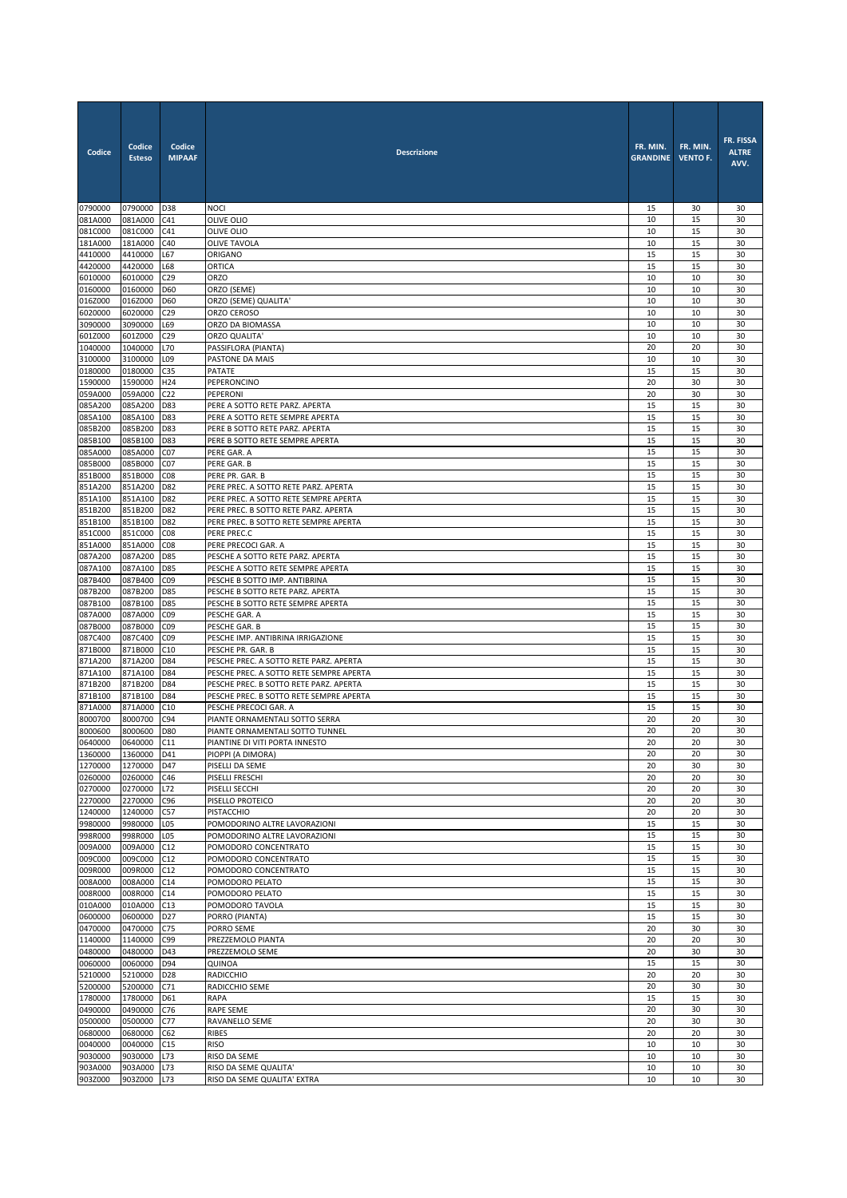| Codice | Codice Esteso | Codice MIPAAF | Descrizione | FR. MIN. GRANDINE | FR. MIN. VENTO F. | FR. FISSA ALTRE AVV. |
|---|---|---|---|---|---|---|
| 0790000 | 0790000 | D38 | NOCI | 15 | 30 | 30 |
| 081A000 | 081A000 | C41 | OLIVE OLIO | 10 | 15 | 30 |
| 081C000 | 081C000 | C41 | OLIVE OLIO | 10 | 15 | 30 |
| 181A000 | 181A000 | C40 | OLIVE TAVOLA | 10 | 15 | 30 |
| 4410000 | 4410000 | L67 | ORIGANO | 15 | 15 | 30 |
| 4420000 | 4420000 | L68 | ORTICA | 15 | 15 | 30 |
| 6010000 | 6010000 | C29 | ORZO | 10 | 10 | 30 |
| 0160000 | 0160000 | D60 | ORZO (SEME) | 10 | 10 | 30 |
| 016Z000 | 016Z000 | D60 | ORZO (SEME) QUALITA' | 10 | 10 | 30 |
| 6020000 | 6020000 | C29 | ORZO CEROSO | 10 | 10 | 30 |
| 3090000 | 3090000 | L69 | ORZO DA BIOMASSA | 10 | 10 | 30 |
| 601Z000 | 601Z000 | C29 | ORZO QUALITA' | 10 | 10 | 30 |
| 1040000 | 1040000 | L70 | PASSIFLORA (PIANTA) | 20 | 20 | 30 |
| 3100000 | 3100000 | L09 | PASTONE DA MAIS | 10 | 10 | 30 |
| 0180000 | 0180000 | C35 | PATATE | 15 | 15 | 30 |
| 1590000 | 1590000 | H24 | PEPERONCINO | 20 | 30 | 30 |
| 059A000 | 059A000 | C22 | PEPERONI | 20 | 30 | 30 |
| 085A200 | 085A200 | D83 | PERE A SOTTO RETE PARZ. APERTA | 15 | 15 | 30 |
| 085A100 | 085A100 | D83 | PERE A SOTTO RETE SEMPRE APERTA | 15 | 15 | 30 |
| 085B200 | 085B200 | D83 | PERE B SOTTO RETE PARZ. APERTA | 15 | 15 | 30 |
| 085B100 | 085B100 | D83 | PERE B SOTTO RETE SEMPRE APERTA | 15 | 15 | 30 |
| 085A000 | 085A000 | C07 | PERE GAR. A | 15 | 15 | 30 |
| 085B000 | 085B000 | C07 | PERE GAR. B | 15 | 15 | 30 |
| 851B000 | 851B000 | C08 | PERE PR. GAR. B | 15 | 15 | 30 |
| 851A200 | 851A200 | D82 | PERE PREC. A SOTTO RETE PARZ. APERTA | 15 | 15 | 30 |
| 851A100 | 851A100 | D82 | PERE PREC. A SOTTO RETE SEMPRE APERTA | 15 | 15 | 30 |
| 851B200 | 851B200 | D82 | PERE PREC. B SOTTO RETE PARZ. APERTA | 15 | 15 | 30 |
| 851B100 | 851B100 | D82 | PERE PREC. B SOTTO RETE SEMPRE APERTA | 15 | 15 | 30 |
| 851C000 | 851C000 | C08 | PERE PREC.C | 15 | 15 | 30 |
| 851A000 | 851A000 | C08 | PERE PRECOCI GAR. A | 15 | 15 | 30 |
| 087A200 | 087A200 | D85 | PESCHE A SOTTO RETE PARZ. APERTA | 15 | 15 | 30 |
| 087A100 | 087A100 | D85 | PESCHE A SOTTO RETE SEMPRE APERTA | 15 | 15 | 30 |
| 087B400 | 087B400 | C09 | PESCHE B SOTTO IMP. ANTIBRINA | 15 | 15 | 30 |
| 087B200 | 087B200 | D85 | PESCHE B SOTTO RETE PARZ. APERTA | 15 | 15 | 30 |
| 087B100 | 087B100 | D85 | PESCHE B SOTTO RETE SEMPRE APERTA | 15 | 15 | 30 |
| 087A000 | 087A000 | C09 | PESCHE GAR. A | 15 | 15 | 30 |
| 087B000 | 087B000 | C09 | PESCHE GAR. B | 15 | 15 | 30 |
| 087C400 | 087C400 | C09 | PESCHE IMP. ANTIBRINA IRRIGAZIONE | 15 | 15 | 30 |
| 871B000 | 871B000 | C10 | PESCHE PR. GAR. B | 15 | 15 | 30 |
| 871A200 | 871A200 | D84 | PESCHE PREC. A SOTTO RETE PARZ. APERTA | 15 | 15 | 30 |
| 871A100 | 871A100 | D84 | PESCHE PREC. A SOTTO RETE SEMPRE APERTA | 15 | 15 | 30 |
| 871B200 | 871B200 | D84 | PESCHE PREC. B SOTTO RETE PARZ. APERTA | 15 | 15 | 30 |
| 871B100 | 871B100 | D84 | PESCHE PREC. B SOTTO RETE SEMPRE APERTA | 15 | 15 | 30 |
| 871A000 | 871A000 | C10 | PESCHE PRECOCI GAR. A | 15 | 15 | 30 |
| 8000700 | 8000700 | C94 | PIANTE ORNAMENTALI SOTTO SERRA | 20 | 20 | 30 |
| 8000600 | 8000600 | D80 | PIANTE ORNAMENTALI SOTTO TUNNEL | 20 | 20 | 30 |
| 0640000 | 0640000 | C11 | PIANTINE DI VITI PORTA INNESTO | 20 | 20 | 30 |
| 1360000 | 1360000 | D41 | PIOPPI (A DIMORA) | 20 | 20 | 30 |
| 1270000 | 1270000 | D47 | PISELLI DA SEME | 20 | 30 | 30 |
| 0260000 | 0260000 | C46 | PISELLI FRESCHI | 20 | 20 | 30 |
| 0270000 | 0270000 | L72 | PISELLI SECCHI | 20 | 20 | 30 |
| 2270000 | 2270000 | C96 | PISELLO PROTEICO | 20 | 20 | 30 |
| 1240000 | 1240000 | C57 | PISTACCHIO | 20 | 20 | 30 |
| 9980000 | 9980000 | L05 | POMODORINO ALTRE LAVORAZIONI | 15 | 15 | 30 |
| 998R000 | 998R000 | L05 | POMODORINO ALTRE LAVORAZIONI | 15 | 15 | 30 |
| 009A000 | 009A000 | C12 | POMODORO CONCENTRATO | 15 | 15 | 30 |
| 009C000 | 009C000 | C12 | POMODORO CONCENTRATO | 15 | 15 | 30 |
| 009R000 | 009R000 | C12 | POMODORO CONCENTRATO | 15 | 15 | 30 |
| 008A000 | 008A000 | C14 | POMODORO PELATO | 15 | 15 | 30 |
| 008R000 | 008R000 | C14 | POMODORO PELATO | 15 | 15 | 30 |
| 010A000 | 010A000 | C13 | POMODORO TAVOLA | 15 | 15 | 30 |
| 0600000 | 0600000 | D27 | PORRO (PIANTA) | 15 | 15 | 30 |
| 0470000 | 0470000 | C75 | PORRO SEME | 20 | 30 | 30 |
| 1140000 | 1140000 | C99 | PREZZEMOLO PIANTA | 20 | 20 | 30 |
| 0480000 | 0480000 | D43 | PREZZEMOLO SEME | 20 | 30 | 30 |
| 0060000 | 0060000 | D94 | QUINOA | 15 | 15 | 30 |
| 5210000 | 5210000 | D28 | RADICCHIO | 20 | 20 | 30 |
| 5200000 | 5200000 | C71 | RADICCHIO SEME | 20 | 30 | 30 |
| 1780000 | 1780000 | D61 | RAPA | 15 | 15 | 30 |
| 0490000 | 0490000 | C76 | RAPE SEME | 20 | 30 | 30 |
| 0500000 | 0500000 | C77 | RAVANELLO SEME | 20 | 30 | 30 |
| 0680000 | 0680000 | C62 | RIBES | 20 | 20 | 30 |
| 0040000 | 0040000 | C15 | RISO | 10 | 10 | 30 |
| 9030000 | 9030000 | L73 | RISO DA SEME | 10 | 10 | 30 |
| 903A000 | 903A000 | L73 | RISO DA SEME QUALITA' | 10 | 10 | 30 |
| 903Z000 | 903Z000 | L73 | RISO DA SEME QUALITA' EXTRA | 10 | 10 | 30 |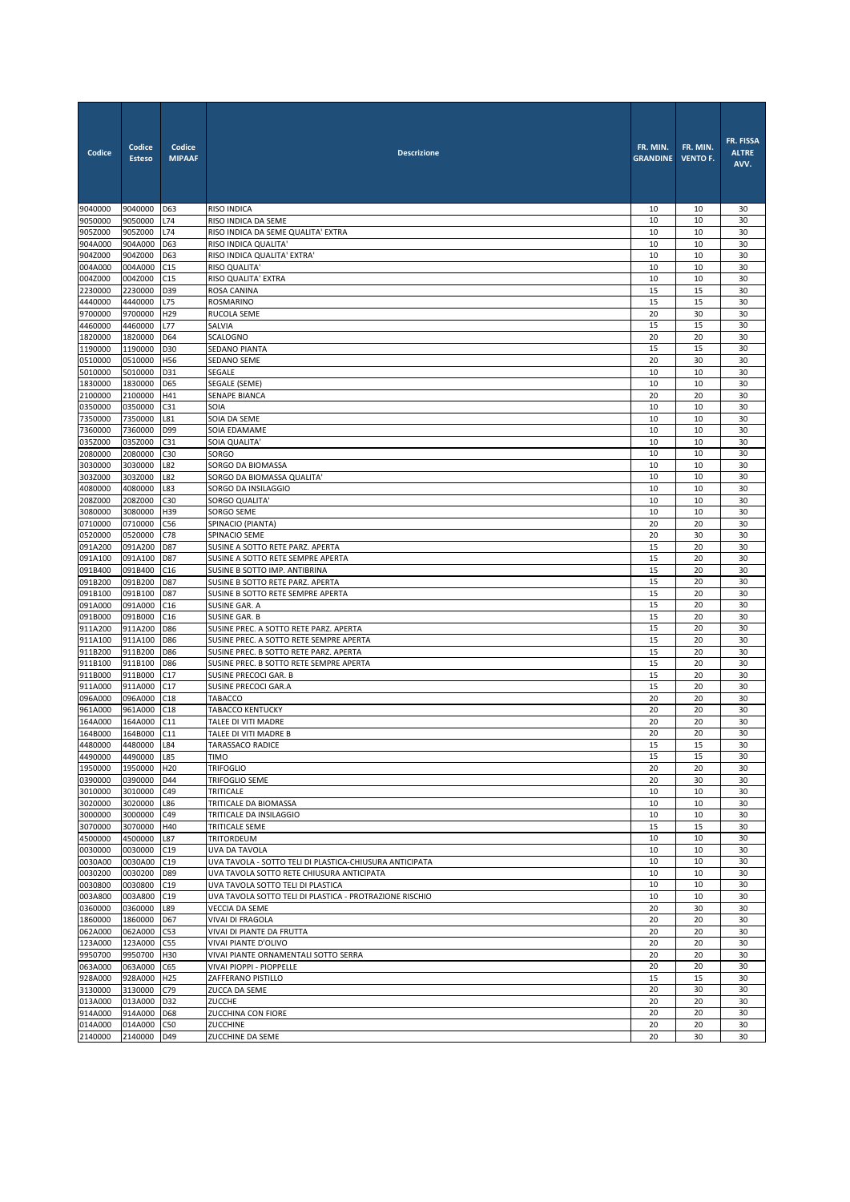| Codice | Codice Esteso | Codice MIPAAF | Descrizione | FR. MIN. GRANDINE | FR. MIN. VENTO F. | FR. FISSA ALTRE AVV. |
|---|---|---|---|---|---|---|
| 9040000 | 9040000 | D63 | RISO INDICA | 10 | 10 | 30 |
| 9050000 | 9050000 | L74 | RISO INDICA DA SEME | 10 | 10 | 30 |
| 905Z000 | 905Z000 | L74 | RISO INDICA DA SEME QUALITA' EXTRA | 10 | 10 | 30 |
| 904A000 | 904A000 | D63 | RISO INDICA QUALITA' | 10 | 10 | 30 |
| 904Z000 | 904Z000 | D63 | RISO INDICA QUALITA' EXTRA' | 10 | 10 | 30 |
| 004A000 | 004A000 | C15 | RISO QUALITA' | 10 | 10 | 30 |
| 004Z000 | 004Z000 | C15 | RISO QUALITA' EXTRA | 10 | 10 | 30 |
| 2230000 | 2230000 | D39 | ROSA CANINA | 15 | 15 | 30 |
| 4440000 | 4440000 | L75 | ROSMARINO | 15 | 15 | 30 |
| 9700000 | 9700000 | H29 | RUCOLA SEME | 20 | 30 | 30 |
| 4460000 | 4460000 | L77 | SALVIA | 15 | 15 | 30 |
| 1820000 | 1820000 | D64 | SCALOGNO | 20 | 20 | 30 |
| 1190000 | 1190000 | D30 | SEDANO PIANTA | 15 | 15 | 30 |
| 0510000 | 0510000 | H56 | SEDANO SEME | 20 | 30 | 30 |
| 5010000 | 5010000 | D31 | SEGALE | 10 | 10 | 30 |
| 1830000 | 1830000 | D65 | SEGALE (SEME) | 10 | 10 | 30 |
| 2100000 | 2100000 | H41 | SENAPE BIANCA | 20 | 20 | 30 |
| 0350000 | 0350000 | C31 | SOIA | 10 | 10 | 30 |
| 7350000 | 7350000 | L81 | SOIA DA SEME | 10 | 10 | 30 |
| 7360000 | 7360000 | D99 | SOIA EDAMAME | 10 | 10 | 30 |
| 035Z000 | 035Z000 | C31 | SOIA QUALITA' | 10 | 10 | 30 |
| 2080000 | 2080000 | C30 | SORGO | 10 | 10 | 30 |
| 3030000 | 3030000 | L82 | SORGO DA BIOMASSA | 10 | 10 | 30 |
| 303Z000 | 303Z000 | L82 | SORGO DA BIOMASSA QUALITA' | 10 | 10 | 30 |
| 4080000 | 4080000 | L83 | SORGO DA INSILAGGIO | 10 | 10 | 30 |
| 208Z000 | 208Z000 | C30 | SORGO QUALITA' | 10 | 10 | 30 |
| 3080000 | 3080000 | H39 | SORGO SEME | 10 | 10 | 30 |
| 0710000 | 0710000 | C56 | SPINACIO (PIANTA) | 20 | 20 | 30 |
| 0520000 | 0520000 | C78 | SPINACIO SEME | 20 | 30 | 30 |
| 091A200 | 091A200 | D87 | SUSINE A SOTTO RETE PARZ. APERTA | 15 | 20 | 30 |
| 091A100 | 091A100 | D87 | SUSINE A SOTTO RETE SEMPRE APERTA | 15 | 20 | 30 |
| 091B400 | 091B400 | C16 | SUSINE B SOTTO IMP. ANTIBRINA | 15 | 20 | 30 |
| 091B200 | 091B200 | D87 | SUSINE B SOTTO RETE PARZ. APERTA | 15 | 20 | 30 |
| 091B100 | 091B100 | D87 | SUSINE B SOTTO RETE SEMPRE APERTA | 15 | 20 | 30 |
| 091A000 | 091A000 | C16 | SUSINE GAR. A | 15 | 20 | 30 |
| 091B000 | 091B000 | C16 | SUSINE GAR. B | 15 | 20 | 30 |
| 911A200 | 911A200 | D86 | SUSINE PREC. A SOTTO RETE PARZ. APERTA | 15 | 20 | 30 |
| 911A100 | 911A100 | D86 | SUSINE PREC. A SOTTO RETE SEMPRE APERTA | 15 | 20 | 30 |
| 911B200 | 911B200 | D86 | SUSINE PREC. B SOTTO RETE PARZ. APERTA | 15 | 20 | 30 |
| 911B100 | 911B100 | D86 | SUSINE PREC. B SOTTO RETE SEMPRE APERTA | 15 | 20 | 30 |
| 911B000 | 911B000 | C17 | SUSINE PRECOCI GAR. B | 15 | 20 | 30 |
| 911A000 | 911A000 | C17 | SUSINE PRECOCI GAR.A | 15 | 20 | 30 |
| 096A000 | 096A000 | C18 | TABACCO | 20 | 20 | 30 |
| 961A000 | 961A000 | C18 | TABACCO KENTUCKY | 20 | 20 | 30 |
| 164A000 | 164A000 | C11 | TALEE DI VITI MADRE | 20 | 20 | 30 |
| 164B000 | 164B000 | C11 | TALEE DI VITI MADRE B | 20 | 20 | 30 |
| 4480000 | 4480000 | L84 | TARASSACO RADICE | 15 | 15 | 30 |
| 4490000 | 4490000 | L85 | TIMO | 15 | 15 | 30 |
| 1950000 | 1950000 | H20 | TRIFOGLIO | 20 | 20 | 30 |
| 0390000 | 0390000 | D44 | TRIFOGLIO SEME | 20 | 30 | 30 |
| 3010000 | 3010000 | C49 | TRITICALE | 10 | 10 | 30 |
| 3020000 | 3020000 | L86 | TRITICALE DA BIOMASSA | 10 | 10 | 30 |
| 3000000 | 3000000 | C49 | TRITICALE DA INSILAGGIO | 10 | 10 | 30 |
| 3070000 | 3070000 | H40 | TRITICALE SEME | 15 | 15 | 30 |
| 4500000 | 4500000 | L87 | TRITORDEUM | 10 | 10 | 30 |
| 0030000 | 0030000 | C19 | UVA DA TAVOLA | 10 | 10 | 30 |
| 0030A00 | 0030A00 | C19 | UVA TAVOLA - SOTTO TELI DI PLASTICA-CHIUSURA ANTICIPATA | 10 | 10 | 30 |
| 0030200 | 0030200 | D89 | UVA TAVOLA SOTTO RETE CHIUSURA ANTICIPATA | 10 | 10 | 30 |
| 0030800 | 0030800 | C19 | UVA TAVOLA SOTTO TELI DI PLASTICA | 10 | 10 | 30 |
| 003A800 | 003A800 | C19 | UVA TAVOLA SOTTO TELI DI PLASTICA - PROTRAZIONE RISCHIO | 10 | 10 | 30 |
| 0360000 | 0360000 | L89 | VECCIA DA SEME | 20 | 30 | 30 |
| 1860000 | 1860000 | D67 | VIVAI DI FRAGOLA | 20 | 20 | 30 |
| 062A000 | 062A000 | C53 | VIVAI DI PIANTE DA FRUTTA | 20 | 20 | 30 |
| 123A000 | 123A000 | C55 | VIVAI PIANTE D'OLIVO | 20 | 20 | 30 |
| 9950700 | 9950700 | H30 | VIVAI PIANTE ORNAMENTALI SOTTO SERRA | 20 | 20 | 30 |
| 063A000 | 063A000 | C65 | VIVAI PIOPPI - PIOPPELLE | 20 | 20 | 30 |
| 928A000 | 928A000 | H25 | ZAFFERANO PISTILLO | 15 | 15 | 30 |
| 3130000 | 3130000 | C79 | ZUCCA DA SEME | 20 | 30 | 30 |
| 013A000 | 013A000 | D32 | ZUCCHE | 20 | 20 | 30 |
| 914A000 | 914A000 | D68 | ZUCCHINA CON FIORE | 20 | 20 | 30 |
| 014A000 | 014A000 | C50 | ZUCCHINE | 20 | 20 | 30 |
| 2140000 | 2140000 | D49 | ZUCCHINE DA SEME | 20 | 30 | 30 |